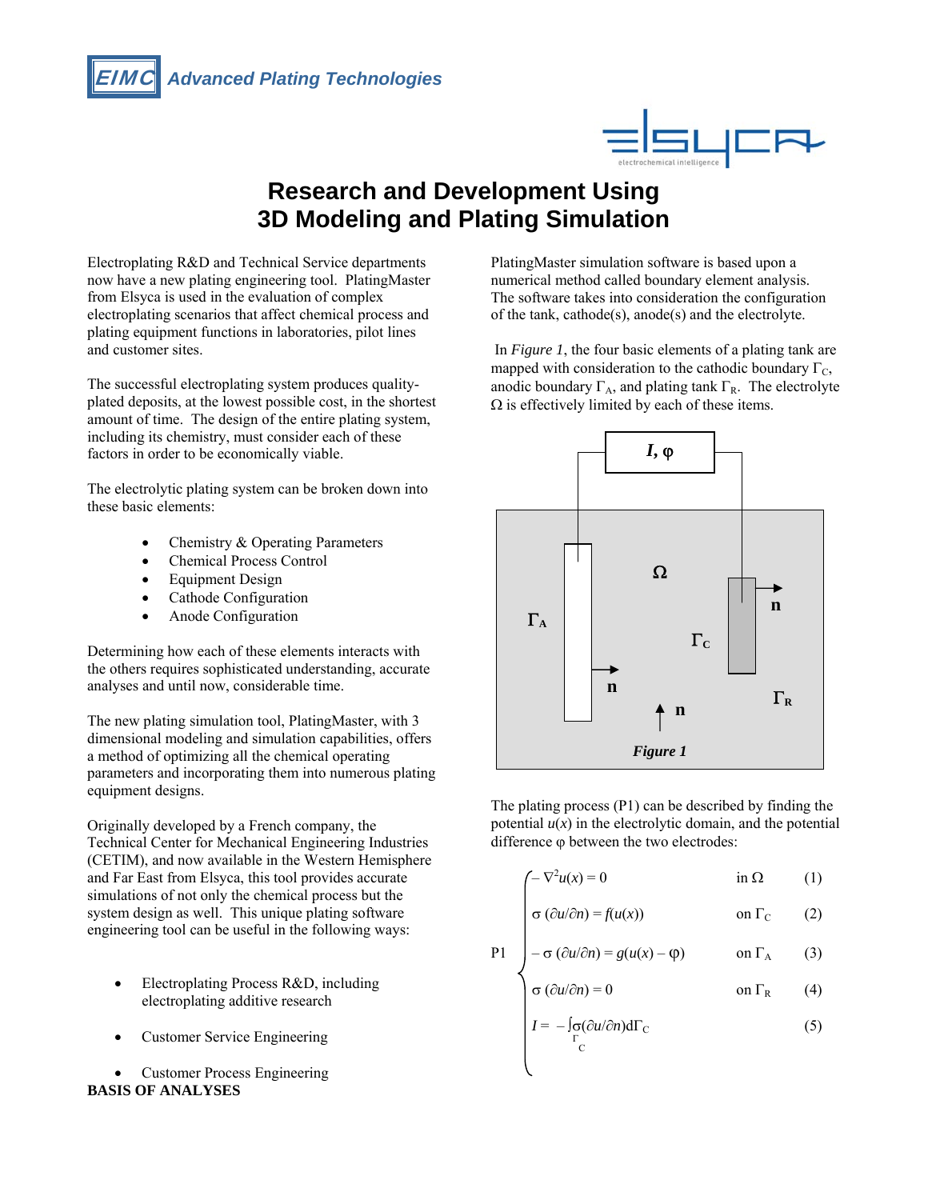EIMC Advanced Plating Technologies

elsyca electrochemical intelligence

# Research and Development Using 3D Modeling and Plating Simulation

Electroplating R&D and Technical Service departments now have a new plating engineering tool. PlatingMaster from Elsyca is used in the evaluation of complex electroplating scenarios that affect chemical process and plating equipment functions in laboratories, pilot lines and customer sites.

The successful electroplating system produces quality-plated deposits, at the lowest possible cost, in the shortest amount of time. The design of the entire plating system, including its chemistry, must consider each of these factors in order to be economically viable.

The electrolytic plating system can be broken down into these basic elements:

- Chemistry & Operating Parameters
- Chemical Process Control
- Equipment Design
- Cathode Configuration
- Anode Configuration

Determining how each of these elements interacts with the others requires sophisticated understanding, accurate analyses and until now, considerable time.

The new plating simulation tool, PlatingMaster, with 3 dimensional modeling and simulation capabilities, offers a method of optimizing all the chemical operating parameters and incorporating them into numerous plating equipment designs.

Originally developed by a French company, the Technical Center for Mechanical Engineering Industries (CETIM), and now available in the Western Hemisphere and Far East from Elsyca, this tool provides accurate simulations of not only the chemical process but the system design as well. This unique plating software engineering tool can be useful in the following ways:

- Electroplating Process R&D, including electroplating additive research
- Customer Service Engineering
- Customer Process Engineering

**BASIS OF ANALYSES**

PlatingMaster simulation software is based upon a numerical method called boundary element analysis. The software takes into consideration the configuration of the tank, cathode(s), anode(s) and the electrolyte.

In *Figure 1*, the four basic elements of a plating tank are mapped with consideration to the cathodic boundary $\Gamma_C$, anodic boundary $\Gamma_A$, and plating tank $\Gamma_R$. The electrolyte $\Omega$ is effectively limited by each of these items.

$I, \varphi$

$\Omega$

$\Gamma_A$

$\Gamma_C$

$\Gamma_R$

n

n

n

***Figure 1***

The plating process (P1) can be described by finding the potential $u(x)$ in the electrolytic domain, and the potential difference $\varphi$ between the two electrodes:

$$
\text{P1}\;
\begin{cases}
-\nabla^2 u(x) = 0 & \text{in } \Omega \quad (1)\\
\sigma\,(\partial u/\partial n) = f(u(x)) & \text{on } \Gamma_C \quad (2)\\
-\sigma\,(\partial u/\partial n) = g(u(x) - \varphi) & \text{on } \Gamma_A \quad (3)\\
\sigma\,(\partial u/\partial n) = 0 & \text{on } \Gamma_R \quad (4)\\
I = -\int_{\Gamma_C} \sigma(\partial u/\partial n)\,d\Gamma_C & \quad (5)
\end{cases}
$$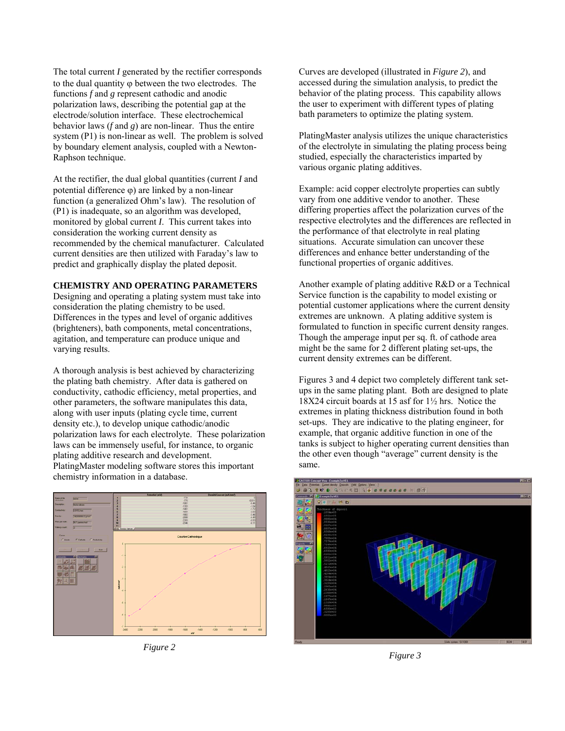The total current $I$ generated by the rectifier corresponds to the dual quantity φ between the two electrodes. The functions $f$ and $g$ represent cathodic and anodic polarization laws, describing the potential gap at the electrode/solution interface. These electrochemical behavior laws ($f$ and $g$) are non-linear. Thus the entire system (P1) is non-linear as well. The problem is solved by boundary element analysis, coupled with a Newton-Raphson technique.

At the rectifier, the dual global quantities (current $I$ and potential difference φ) are linked by a non-linear function (a generalized Ohm's law). The resolution of (P1) is inadequate, so an algorithm was developed, monitored by global current $I$. This current takes into consideration the working current density as recommended by the chemical manufacturer. Calculated current densities are then utilized with Faraday's law to predict and graphically display the plated deposit.

## CHEMISTRY AND OPERATING PARAMETERS

Designing and operating a plating system must take into consideration the plating chemistry to be used. Differences in the types and level of organic additives (brighteners), bath components, metal concentrations, agitation, and temperature can produce unique and varying results.

A thorough analysis is best achieved by characterizing the plating bath chemistry. After data is gathered on conductivity, cathodic efficiency, metal properties, and other parameters, the software manipulates this data, along with user inputs (plating cycle time, current density etc.), to develop unique cathodic/anodic polarization laws for each electrolyte. These polarization laws can be immensely useful, for instance, to organic plating additive research and development. PlatingMaster modeling software stores this important chemistry information in a database.

*Figure 2*

Curves are developed (illustrated in *Figure 2*), and accessed during the simulation analysis, to predict the behavior of the plating process. This capability allows the user to experiment with different types of plating bath parameters to optimize the plating system.

PlatingMaster analysis utilizes the unique characteristics of the electrolyte in simulating the plating process being studied, especially the characteristics imparted by various organic plating additives.

Example: acid copper electrolyte properties can subtly vary from one additive vendor to another. These differing properties affect the polarization curves of the respective electrolytes and the differences are reflected in the performance of that electrolyte in real plating situations. Accurate simulation can uncover these differences and enhance better understanding of the functional properties of organic additives.

Another example of plating additive R&D or a Technical Service function is the capability to model existing or potential customer applications where the current density extremes are unknown. A plating additive system is formulated to function in specific current density ranges. Though the amperage input per sq. ft. of cathode area might be the same for 2 different plating set-ups, the current density extremes can be different.

Figures 3 and 4 depict two completely different tank set-ups in the same plating plant. Both are designed to plate 18X24 circuit boards at 15 asf for 1½ hrs. Notice the extremes in plating thickness distribution found in both set-ups. They are indicative to the plating engineer, for example, that organic additive function in one of the tanks is subject to higher operating current densities than the other even though "average" current density is the same.

*Figure 3*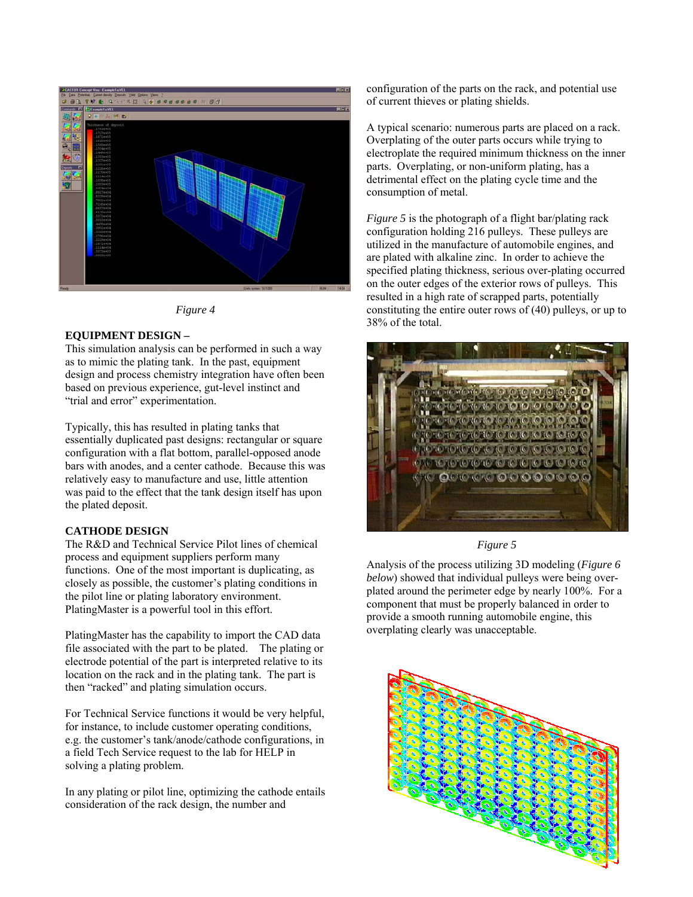Figure 4

**EQUIPMENT DESIGN –**

This simulation analysis can be performed in such a way as to mimic the plating tank. In the past, equipment design and process chemistry integration have often been based on previous experience, gut-level instinct and "trial and error" experimentation.

Typically, this has resulted in plating tanks that essentially duplicated past designs: rectangular or square configuration with a flat bottom, parallel-opposed anode bars with anodes, and a center cathode. Because this was relatively easy to manufacture and use, little attention was paid to the effect that the tank design itself has upon the plated deposit.

**CATHODE DESIGN**

The R&D and Technical Service Pilot lines of chemical process and equipment suppliers perform many functions. One of the most important is duplicating, as closely as possible, the customer's plating conditions in the pilot line or plating laboratory environment. PlatingMaster is a powerful tool in this effort.

PlatingMaster has the capability to import the CAD data file associated with the part to be plated. The plating or electrode potential of the part is interpreted relative to its location on the rack and in the plating tank. The part is then "racked" and plating simulation occurs.

For Technical Service functions it would be very helpful, for instance, to include customer operating conditions, e.g. the customer's tank/anode/cathode configurations, in a field Tech Service request to the lab for HELP in solving a plating problem.

In any plating or pilot line, optimizing the cathode entails consideration of the rack design, the number and configuration of the parts on the rack, and potential use of current thieves or plating shields.

A typical scenario: numerous parts are placed on a rack. Overplating of the outer parts occurs while trying to electroplate the required minimum thickness on the inner parts. Overplating, or non-uniform plating, has a detrimental effect on the plating cycle time and the consumption of metal.

*Figure 5* is the photograph of a flight bar/plating rack configuration holding 216 pulleys. These pulleys are utilized in the manufacture of automobile engines, and are plated with alkaline zinc. In order to achieve the specified plating thickness, serious over-plating occurred on the outer edges of the exterior rows of pulleys. This resulted in a high rate of scrapped parts, potentially constituting the entire outer rows of (40) pulleys, or up to 38% of the total.

Figure 5

Analysis of the process utilizing 3D modeling (*Figure 6 below*) showed that individual pulleys were being over-plated around the perimeter edge by nearly 100%. For a component that must be properly balanced in order to provide a smooth running automobile engine, this overplating clearly was unacceptable.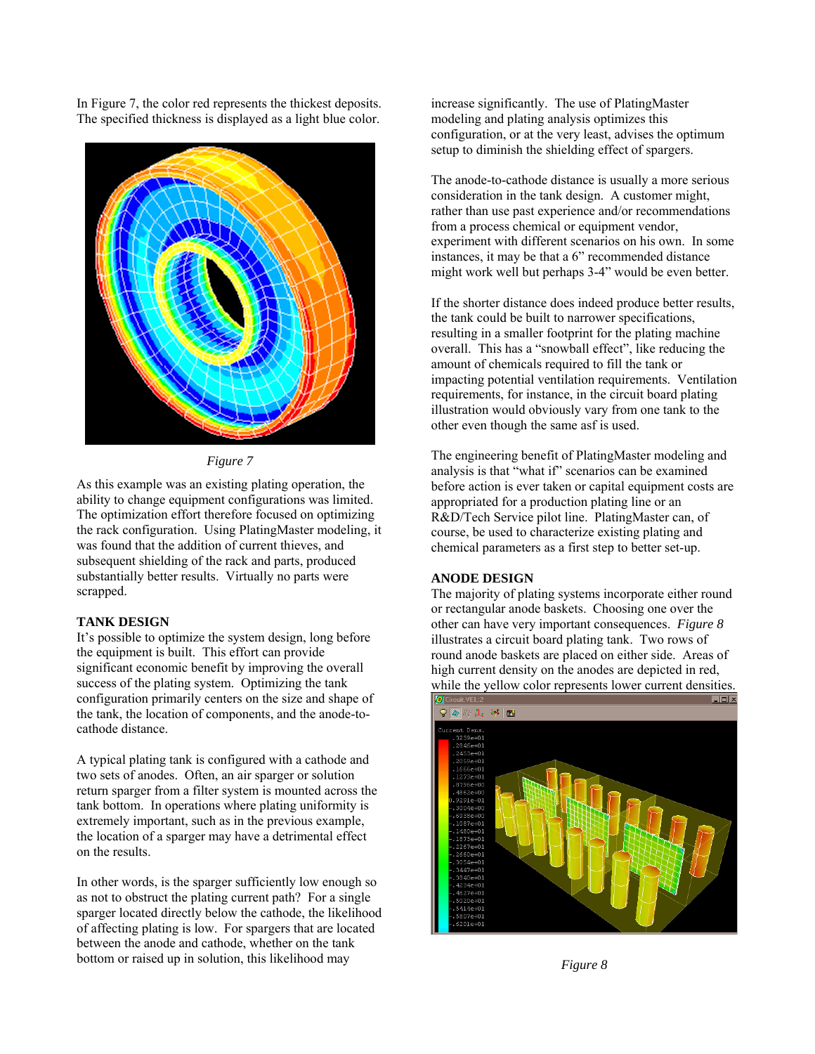In Figure 7, the color red represents the thickest deposits. The specified thickness is displayed as a light blue color.

*Figure 7*

As this example was an existing plating operation, the ability to change equipment configurations was limited. The optimization effort therefore focused on optimizing the rack configuration. Using PlatingMaster modeling, it was found that the addition of current thieves, and subsequent shielding of the rack and parts, produced substantially better results. Virtually no parts were scrapped.

**TANK DESIGN**

It's possible to optimize the system design, long before the equipment is built. This effort can provide significant economic benefit by improving the overall success of the plating system. Optimizing the tank configuration primarily centers on the size and shape of the tank, the location of components, and the anode-to-cathode distance.

A typical plating tank is configured with a cathode and two sets of anodes. Often, an air sparger or solution return sparger from a filter system is mounted across the tank bottom. In operations where plating uniformity is extremely important, such as in the previous example, the location of a sparger may have a detrimental effect on the results.

In other words, is the sparger sufficiently low enough so as not to obstruct the plating current path? For a single sparger located directly below the cathode, the likelihood of affecting plating is low. For spargers that are located between the anode and cathode, whether on the tank bottom or raised up in solution, this likelihood may increase significantly. The use of PlatingMaster modeling and plating analysis optimizes this configuration, or at the very least, advises the optimum setup to diminish the shielding effect of spargers.

The anode-to-cathode distance is usually a more serious consideration in the tank design. A customer might, rather than use past experience and/or recommendations from a process chemical or equipment vendor, experiment with different scenarios on his own. In some instances, it may be that a 6" recommended distance might work well but perhaps 3-4" would be even better.

If the shorter distance does indeed produce better results, the tank could be built to narrower specifications, resulting in a smaller footprint for the plating machine overall. This has a "snowball effect", like reducing the amount of chemicals required to fill the tank or impacting potential ventilation requirements. Ventilation requirements, for instance, in the circuit board plating illustration would obviously vary from one tank to the other even though the same asf is used.

The engineering benefit of PlatingMaster modeling and analysis is that "what if" scenarios can be examined before action is ever taken or capital equipment costs are appropriated for a production plating line or an R&D/Tech Service pilot line. PlatingMaster can, of course, be used to characterize existing plating and chemical parameters as a first step to better set-up.

**ANODE DESIGN**

The majority of plating systems incorporate either round or rectangular anode baskets. Choosing one over the other can have very important consequences. *Figure 8* illustrates a circuit board plating tank. Two rows of round anode baskets are placed on either side. Areas of high current density on the anodes are depicted in red, while the yellow color represents lower current densities.

*Figure 8*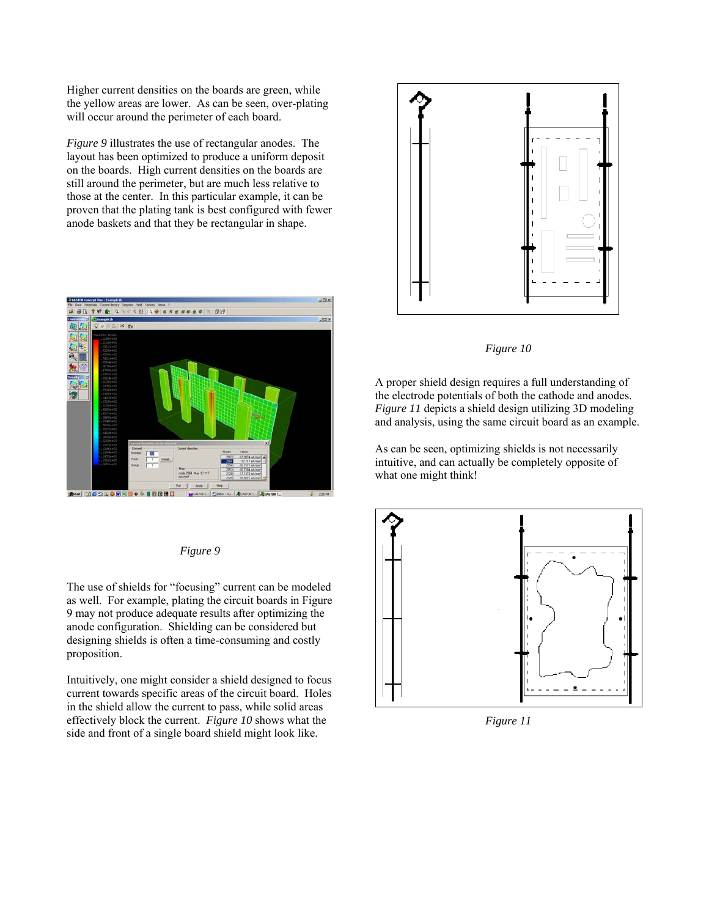Higher current densities on the boards are green, while the yellow areas are lower. As can be seen, over-plating will occur around the perimeter of each board.

*Figure 9* illustrates the use of rectangular anodes. The layout has been optimized to produce a uniform deposit on the boards. High current densities on the boards are still around the perimeter, but are much less relative to those at the center. In this particular example, it can be proven that the plating tank is best configured with fewer anode baskets and that they be rectangular in shape.

*Figure 9*

The use of shields for "focusing" current can be modeled as well. For example, plating the circuit boards in Figure 9 may not produce adequate results after optimizing the anode configuration. Shielding can be considered but designing shields is often a time-consuming and costly proposition.

Intuitively, one might consider a shield designed to focus current towards specific areas of the circuit board. Holes in the shield allow the current to pass, while solid areas effectively block the current. *Figure 10* shows what the side and front of a single board shield might look like.

*Figure 10*

A proper shield design requires a full understanding of the electrode potentials of both the cathode and anodes. *Figure 11* depicts a shield design utilizing 3D modeling and analysis, using the same circuit board as an example.

As can be seen, optimizing shields is not necessarily intuitive, and can actually be completely opposite of what one might think!

*Figure 11*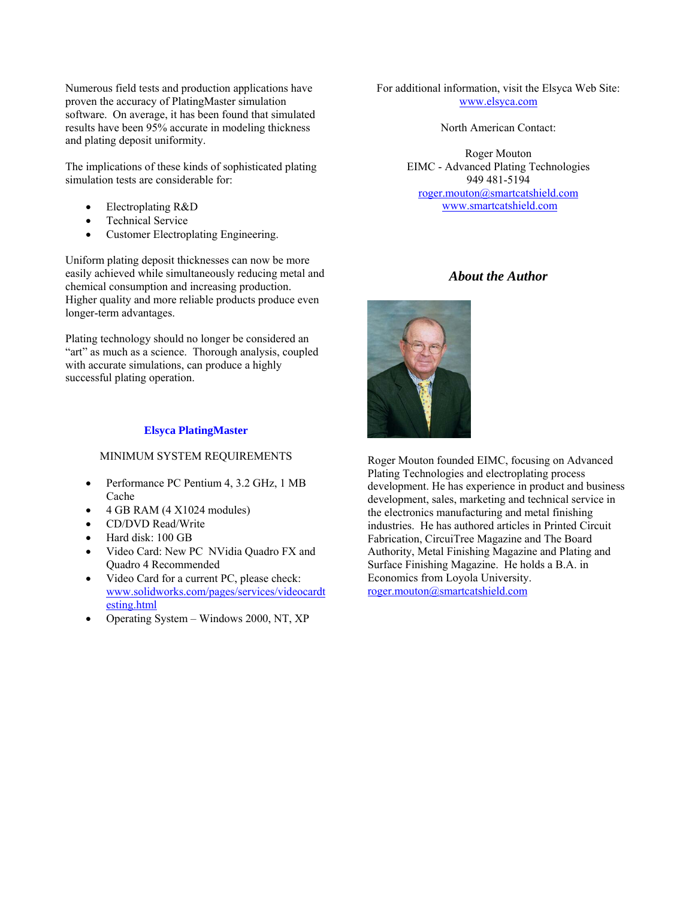Numerous field tests and production applications have proven the accuracy of PlatingMaster simulation software. On average, it has been found that simulated results have been 95% accurate in modeling thickness and plating deposit uniformity.

The implications of these kinds of sophisticated plating simulation tests are considerable for:

- Electroplating R&D
- Technical Service
- Customer Electroplating Engineering.

Uniform plating deposit thicknesses can now be more easily achieved while simultaneously reducing metal and chemical consumption and increasing production. Higher quality and more reliable products produce even longer-term advantages.

Plating technology should no longer be considered an "art" as much as a science. Thorough analysis, coupled with accurate simulations, can produce a highly successful plating operation.

**Elsyca PlatingMaster**

MINIMUM SYSTEM REQUIREMENTS

- Performance PC Pentium 4, 3.2 GHz, 1 MB Cache
- 4 GB RAM (4 X1024 modules)
- CD/DVD Read/Write
- Hard disk: 100 GB
- Video Card: New PC NVidia Quadro FX and Quadro 4 Recommended
- Video Card for a current PC, please check: www.solidworks.com/pages/services/videocardtesting.html
- Operating System – Windows 2000, NT, XP

For additional information, visit the Elsyca Web Site: www.elsyca.com

North American Contact:

Roger Mouton
EIMC - Advanced Plating Technologies
949 481-5194
roger.mouton@smartcatshield.com
www.smartcatshield.com

## *About the Author*

Roger Mouton founded EIMC, focusing on Advanced Plating Technologies and electroplating process development. He has experience in product and business development, sales, marketing and technical service in the electronics manufacturing and metal finishing industries. He has authored articles in Printed Circuit Fabrication, CircuiTree Magazine and The Board Authority, Metal Finishing Magazine and Plating and Surface Finishing Magazine. He holds a B.A. in Economics from Loyola University.
roger.mouton@smartcatshield.com